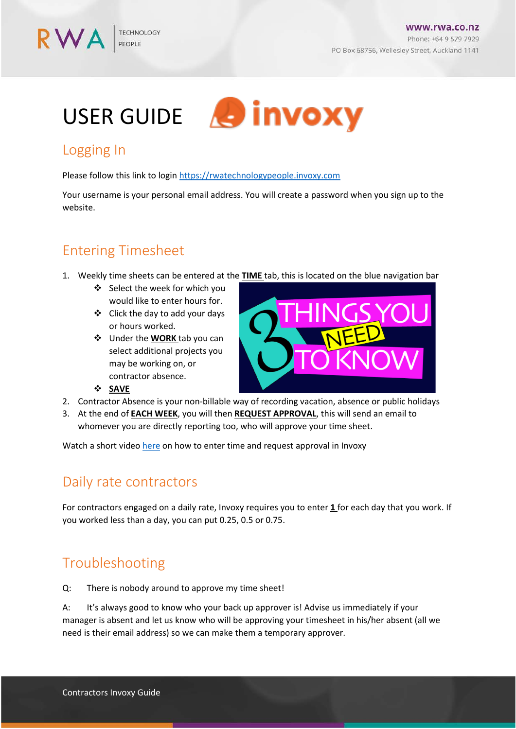# USER GUIDE invoxy

## Logging In

Please follow this link to login [https://rwatechnologypeople.invoxy.com](https://rwatechnologypeople.invoxy.com)

Your username is your personal email address. You will create a password when you sign up to the website.

## Entering Timesheet

1. Weekly time sheets can be entered at the **TIME** tab, this is located on the blue navigation bar
   - Select the week for which you would like to enter hours for.
   - Click the day to add your days or hours worked.
   - Under the **WORK** tab you can select additional projects you may be working on, or contractor absence.
   - **SAVE**
2. Contractor Absence is your non-billable way of recording vacation, absence or public holidays
3. At the end of **EACH WEEK**, you will then **REQUEST APPROVAL**, this will send an email to whomever you are directly reporting too, who will approve your time sheet.

Watch a short video here on how to enter time and request approval in Invoxy

## Daily rate contractors

For contractors engaged on a daily rate, Invoxy requires you to enter **1** for each day that you work. If you worked less than a day, you can put 0.25, 0.5 or 0.75.

## Troubleshooting

Q: There is nobody around to approve my time sheet!

A: It's always good to know who your back up approver is! Advise us immediately if your manager is absent and let us know who will be approving your timesheet in his/her absent (all we need is their email address) so we can make them a temporary approver.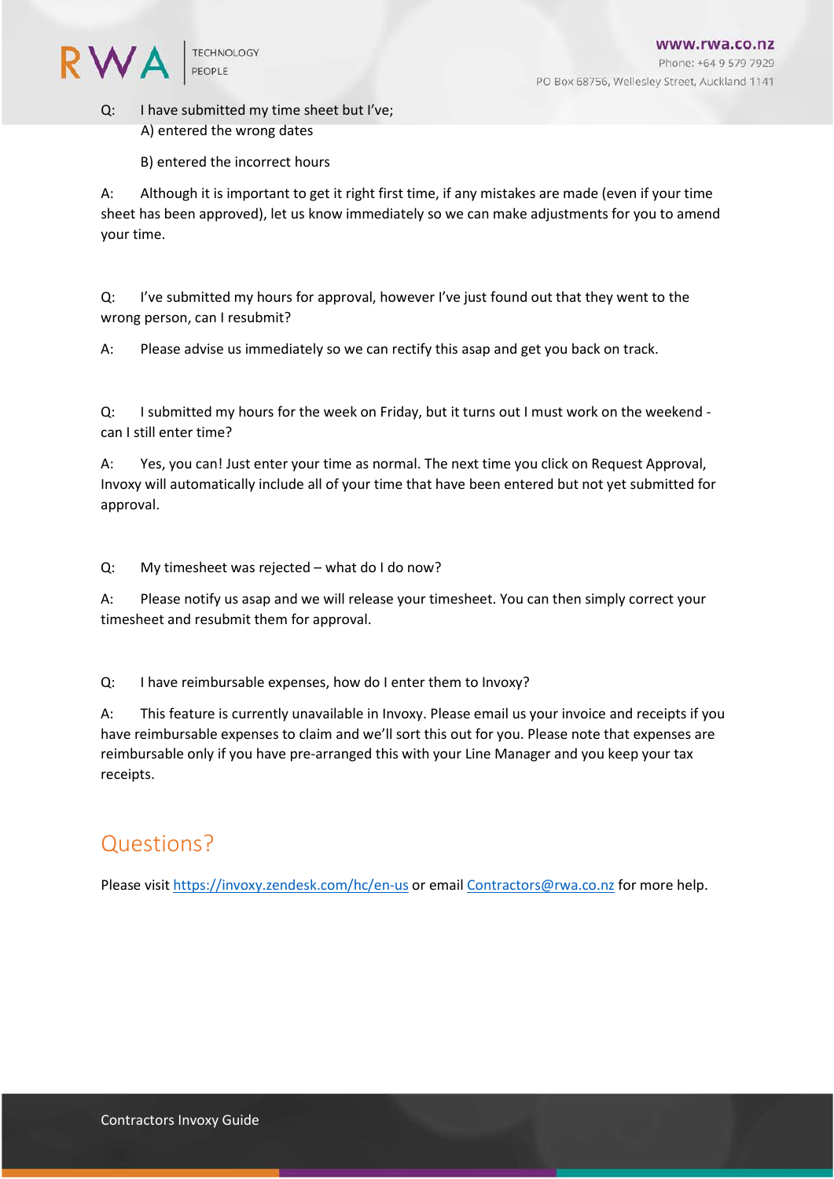Q: I have submitted my time sheet but I've;

A) entered the wrong dates

B) entered the incorrect hours

A: Although it is important to get it right first time, if any mistakes are made (even if your time sheet has been approved), let us know immediately so we can make adjustments for you to amend your time.

Q: I've submitted my hours for approval, however I've just found out that they went to the wrong person, can I resubmit?

A: Please advise us immediately so we can rectify this asap and get you back on track.

Q: I submitted my hours for the week on Friday, but it turns out I must work on the weekend - can I still enter time?

A: Yes, you can! Just enter your time as normal. The next time you click on Request Approval, Invoxy will automatically include all of your time that have been entered but not yet submitted for approval.

Q: My timesheet was rejected – what do I do now?

A: Please notify us asap and we will release your timesheet. You can then simply correct your timesheet and resubmit them for approval.

Q: I have reimbursable expenses, how do I enter them to Invoxy?

A: This feature is currently unavailable in Invoxy. Please email us your invoice and receipts if you have reimbursable expenses to claim and we'll sort this out for you. Please note that expenses are reimbursable only if you have pre-arranged this with your Line Manager and you keep your tax receipts.

## Questions?

Please visit https://invoxy.zendesk.com/hc/en-us or email Contractors@rwa.co.nz for more help.